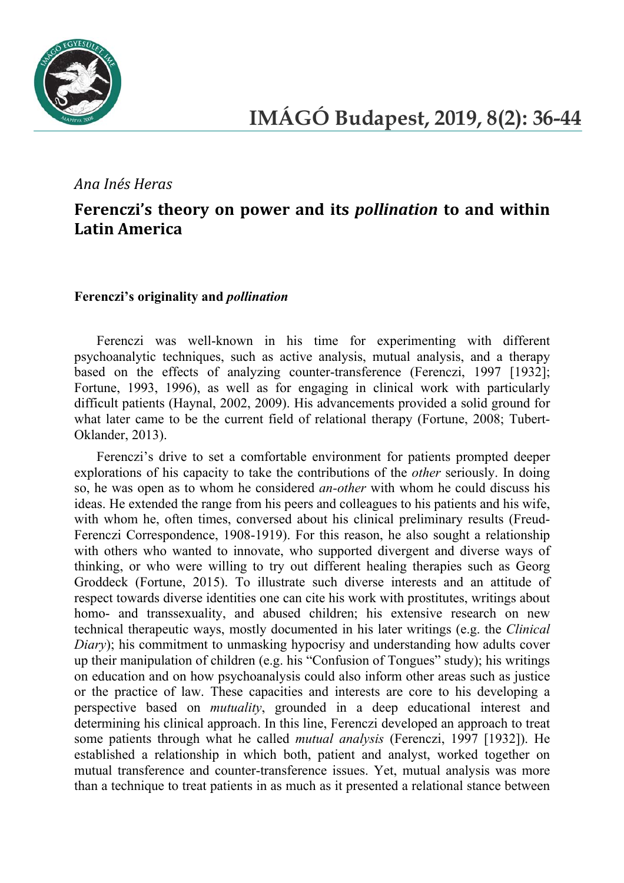*Ana Inés Heras*

# Ferenczi's theory on power and its *pollination* to and within Latin America

### Ferenczi's originality and *pollination*

Ferenczi was well-known in his time for experimenting with different psychoanalytic techniques, such as active analysis, mutual analysis, and a therapy based on the effects of analyzing counter-transference (Ferenczi, 1997 [1932]; Fortune, 1993, 1996), as well as for engaging in clinical work with particularly difficult patients (Haynal, 2002, 2009). His advancements provided a solid ground for what later came to be the current field of relational therapy (Fortune, 2008; Tubert-Oklander, 2013).

Ferenczi's drive to set a comfortable environment for patients prompted deeper explorations of his capacity to take the contributions of the *other* seriously. In doing so, he was open as to whom he considered *an-other* with whom he could discuss his ideas. He extended the range from his peers and colleagues to his patients and his wife, with whom he, often times, conversed about his clinical preliminary results (Freud-Ferenczi Correspondence, 1908-1919). For this reason, he also sought a relationship with others who wanted to innovate, who supported divergent and diverse ways of thinking, or who were willing to try out different healing therapies such as Georg Groddeck (Fortune, 2015). To illustrate such diverse interests and an attitude of respect towards diverse identities one can cite his work with prostitutes, writings about homo- and transsexuality, and abused children; his extensive research on new technical therapeutic ways, mostly documented in his later writings (e.g. the *Clinical Diary*); his commitment to unmasking hypocrisy and understanding how adults cover up their manipulation of children (e.g. his "Confusion of Tongues" study); his writings on education and on how psychoanalysis could also inform other areas such as justice or the practice of law. These capacities and interests are core to his developing a perspective based on *mutuality*, grounded in a deep educational interest and determining his clinical approach. In this line, Ferenczi developed an approach to treat some patients through what he called *mutual analysis* (Ferenczi, 1997 [1932]). He established a relationship in which both, patient and analyst, worked together on mutual transference and counter-transference issues. Yet, mutual analysis was more than a technique to treat patients in as much as it presented a relational stance between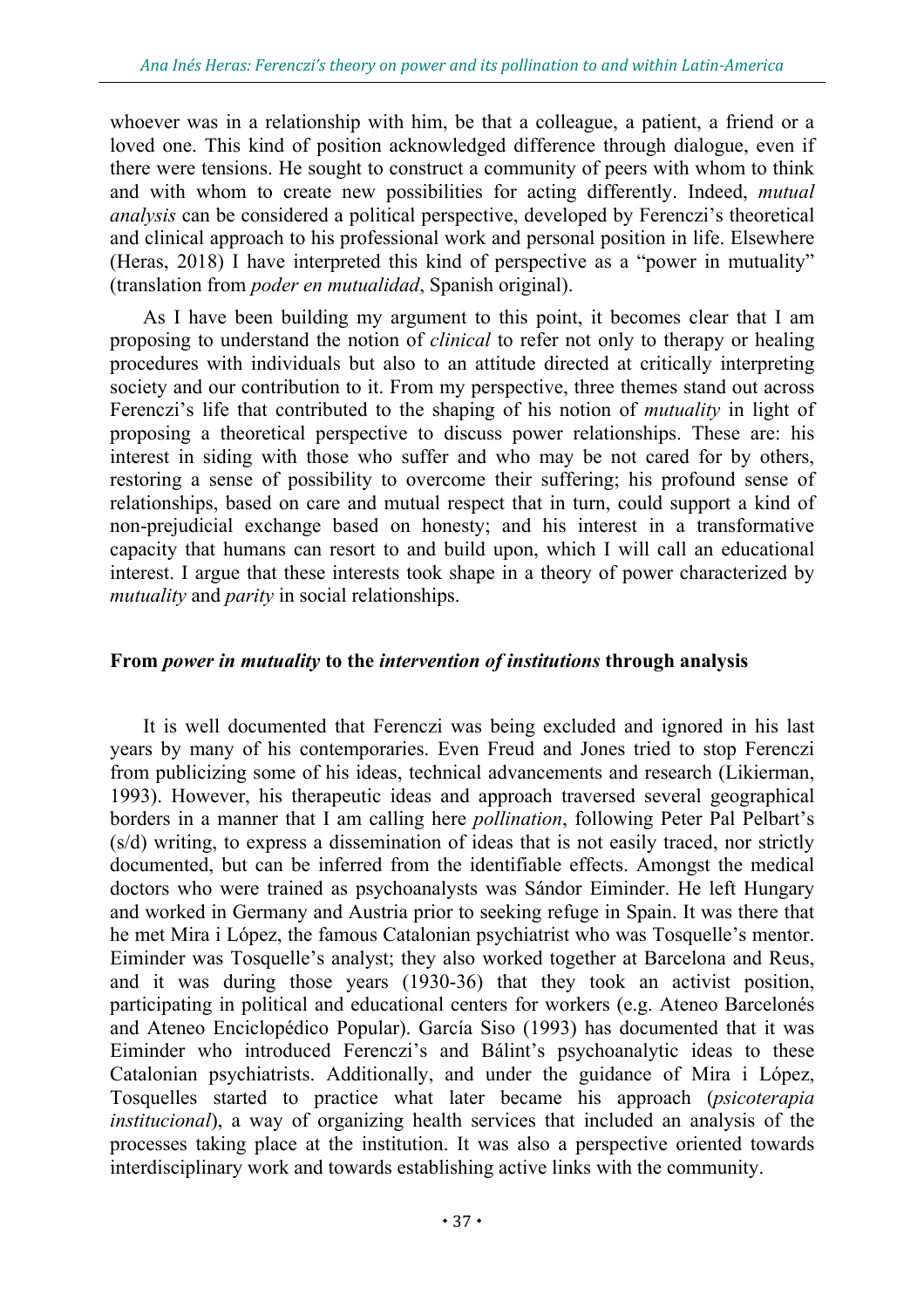whoever was in a relationship with him, be that a colleague, a patient, a friend or a loved one. This kind of position acknowledged difference through dialogue, even if there were tensions. He sought to construct a community of peers with whom to think and with whom to create new possibilities for acting differently. Indeed, *mutual analysis* can be considered a political perspective, developed by Ferenczi's theoretical and clinical approach to his professional work and personal position in life. Elsewhere (Heras, 2018) I have interpreted this kind of perspective as a "power in mutuality" (translation from *poder en mutualidad*, Spanish original).

As I have been building my argument to this point, it becomes clear that I am proposing to understand the notion of *clinical* to refer not only to therapy or healing procedures with individuals but also to an attitude directed at critically interpreting society and our contribution to it. From my perspective, three themes stand out across Ferenczi's life that contributed to the shaping of his notion of *mutuality* in light of proposing a theoretical perspective to discuss power relationships. These are: his interest in siding with those who suffer and who may be not cared for by others, restoring a sense of possibility to overcome their suffering; his profound sense of relationships, based on care and mutual respect that in turn, could support a kind of non-prejudicial exchange based on honesty; and his interest in a transformative capacity that humans can resort to and build upon, which I will call an educational interest. I argue that these interests took shape in a theory of power characterized by *mutuality* and *parity* in social relationships.

## From *power in mutuality* to the *intervention of institutions* through analysis

It is well documented that Ferenczi was being excluded and ignored in his last years by many of his contemporaries. Even Freud and Jones tried to stop Ferenczi from publicizing some of his ideas, technical advancements and research (Likierman, 1993). However, his therapeutic ideas and approach traversed several geographical borders in a manner that I am calling here *pollination*, following Peter Pal Pelbart's (s/d) writing, to express a dissemination of ideas that is not easily traced, nor strictly documented, but can be inferred from the identifiable effects. Amongst the medical doctors who were trained as psychoanalysts was Sándor Eiminder. He left Hungary and worked in Germany and Austria prior to seeking refuge in Spain. It was there that he met Mira i López, the famous Catalonian psychiatrist who was Tosquelle's mentor. Eiminder was Tosquelle's analyst; they also worked together at Barcelona and Reus, and it was during those years (1930-36) that they took an activist position, participating in political and educational centers for workers (e.g. Ateneo Barcelonés and Ateneo Enciclopédico Popular). García Siso (1993) has documented that it was Eiminder who introduced Ferenczi's and Bálint's psychoanalytic ideas to these Catalonian psychiatrists. Additionally, and under the guidance of Mira i López, Tosquelles started to practice what later became his approach (*psicoterapia institucional*), a way of organizing health services that included an analysis of the processes taking place at the institution. It was also a perspective oriented towards interdisciplinary work and towards establishing active links with the community.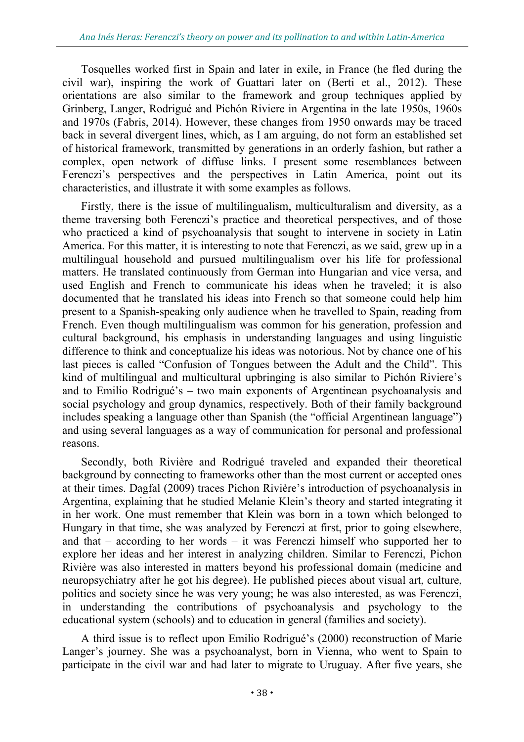Tosquelles worked first in Spain and later in exile, in France (he fled during the civil war), inspiring the work of Guattari later on (Berti et al., 2012). These orientations are also similar to the framework and group techniques applied by Grinberg, Langer, Rodrigué and Pichón Riviere in Argentina in the late 1950s, 1960s and 1970s (Fabris, 2014). However, these changes from 1950 onwards may be traced back in several divergent lines, which, as I am arguing, do not form an established set of historical framework, transmitted by generations in an orderly fashion, but rather a complex, open network of diffuse links. I present some resemblances between Ferenczi's perspectives and the perspectives in Latin America, point out its characteristics, and illustrate it with some examples as follows.

Firstly, there is the issue of multilingualism, multiculturalism and diversity, as a theme traversing both Ferenczi's practice and theoretical perspectives, and of those who practiced a kind of psychoanalysis that sought to intervene in society in Latin America. For this matter, it is interesting to note that Ferenczi, as we said, grew up in a multilingual household and pursued multilingualism over his life for professional matters. He translated continuously from German into Hungarian and vice versa, and used English and French to communicate his ideas when he traveled; it is also documented that he translated his ideas into French so that someone could help him present to a Spanish-speaking only audience when he travelled to Spain, reading from French. Even though multilingualism was common for his generation, profession and cultural background, his emphasis in understanding languages and using linguistic difference to think and conceptualize his ideas was notorious. Not by chance one of his last pieces is called "Confusion of Tongues between the Adult and the Child". This kind of multilingual and multicultural upbringing is also similar to Pichón Riviere's and to Emilio Rodrigué's – two main exponents of Argentinean psychoanalysis and social psychology and group dynamics, respectively. Both of their family background includes speaking a language other than Spanish (the "official Argentinean language") and using several languages as a way of communication for personal and professional reasons.

Secondly, both Rivière and Rodrigué traveled and expanded their theoretical background by connecting to frameworks other than the most current or accepted ones at their times. Dagfal (2009) traces Pichon Rivière's introduction of psychoanalysis in Argentina, explaining that he studied Melanie Klein's theory and started integrating it in her work. One must remember that Klein was born in a town which belonged to Hungary in that time, she was analyzed by Ferenczi at first, prior to going elsewhere, and that – according to her words – it was Ferenczi himself who supported her to explore her ideas and her interest in analyzing children. Similar to Ferenczi, Pichon Rivière was also interested in matters beyond his professional domain (medicine and neuropsychiatry after he got his degree). He published pieces about visual art, culture, politics and society since he was very young; he was also interested, as was Ferenczi, in understanding the contributions of psychoanalysis and psychology to the educational system (schools) and to education in general (families and society).

A third issue is to reflect upon Emilio Rodrigué's (2000) reconstruction of Marie Langer's journey. She was a psychoanalyst, born in Vienna, who went to Spain to participate in the civil war and had later to migrate to Uruguay. After five years, she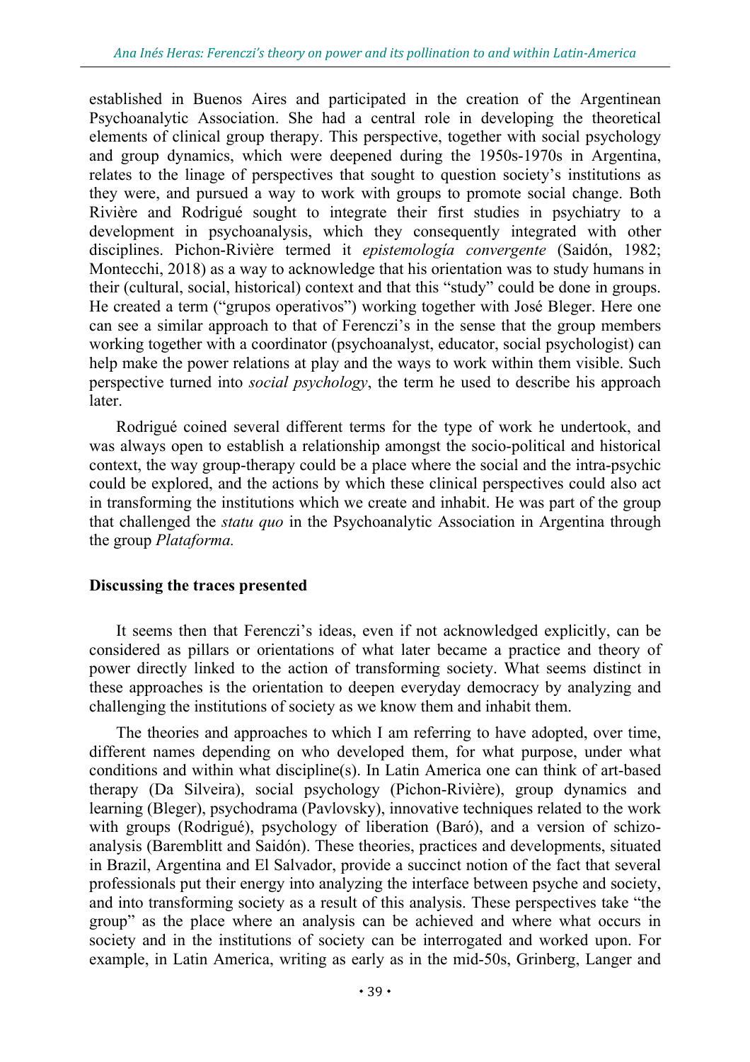established in Buenos Aires and participated in the creation of the Argentinean Psychoanalytic Association. She had a central role in developing the theoretical elements of clinical group therapy. This perspective, together with social psychology and group dynamics, which were deepened during the 1950s-1970s in Argentina, relates to the linage of perspectives that sought to question society's institutions as they were, and pursued a way to work with groups to promote social change. Both Rivière and Rodrigué sought to integrate their first studies in psychiatry to a development in psychoanalysis, which they consequently integrated with other disciplines. Pichon-Rivière termed it *epistemología convergente* (Saidón, 1982; Montecchi, 2018) as a way to acknowledge that his orientation was to study humans in their (cultural, social, historical) context and that this "study" could be done in groups. He created a term ("grupos operativos") working together with José Bleger. Here one can see a similar approach to that of Ferenczi's in the sense that the group members working together with a coordinator (psychoanalyst, educator, social psychologist) can help make the power relations at play and the ways to work within them visible. Such perspective turned into *social psychology*, the term he used to describe his approach later.

Rodrigué coined several different terms for the type of work he undertook, and was always open to establish a relationship amongst the socio-political and historical context, the way group-therapy could be a place where the social and the intra-psychic could be explored, and the actions by which these clinical perspectives could also act in transforming the institutions which we create and inhabit. He was part of the group that challenged the *statu quo* in the Psychoanalytic Association in Argentina through the group *Plataforma.*

## Discussing the traces presented

It seems then that Ferenczi's ideas, even if not acknowledged explicitly, can be considered as pillars or orientations of what later became a practice and theory of power directly linked to the action of transforming society. What seems distinct in these approaches is the orientation to deepen everyday democracy by analyzing and challenging the institutions of society as we know them and inhabit them.

The theories and approaches to which I am referring to have adopted, over time, different names depending on who developed them, for what purpose, under what conditions and within what discipline(s). In Latin America one can think of art-based therapy (Da Silveira), social psychology (Pichon-Rivière), group dynamics and learning (Bleger), psychodrama (Pavlovsky), innovative techniques related to the work with groups (Rodrigué), psychology of liberation (Baró), and a version of schizo-analysis (Baremblitt and Saidón). These theories, practices and developments, situated in Brazil, Argentina and El Salvador, provide a succinct notion of the fact that several professionals put their energy into analyzing the interface between psyche and society, and into transforming society as a result of this analysis. These perspectives take "the group" as the place where an analysis can be achieved and where what occurs in society and in the institutions of society can be interrogated and worked upon. For example, in Latin America, writing as early as in the mid-50s, Grinberg, Langer and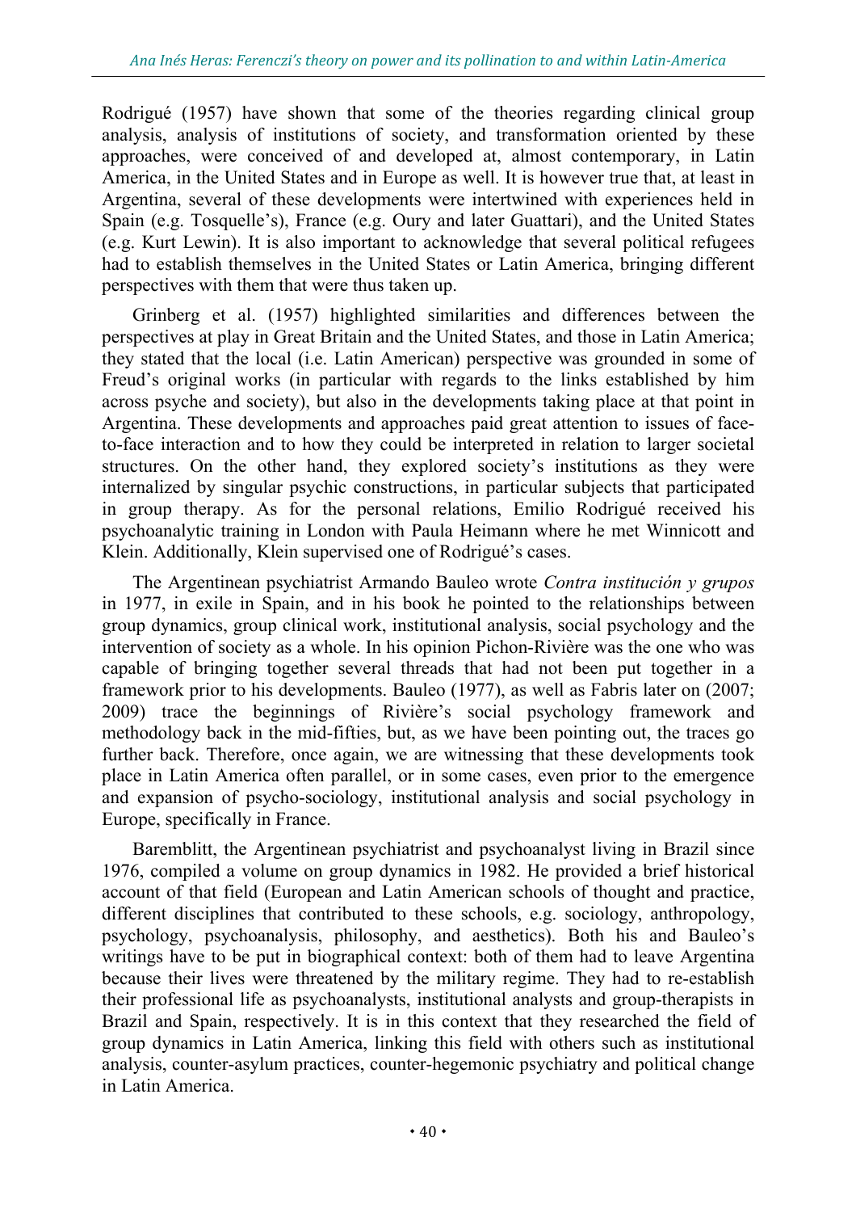Rodrigué (1957) have shown that some of the theories regarding clinical group analysis, analysis of institutions of society, and transformation oriented by these approaches, were conceived of and developed at, almost contemporary, in Latin America, in the United States and in Europe as well. It is however true that, at least in Argentina, several of these developments were intertwined with experiences held in Spain (e.g. Tosquelle's), France (e.g. Oury and later Guattari), and the United States (e.g. Kurt Lewin). It is also important to acknowledge that several political refugees had to establish themselves in the United States or Latin America, bringing different perspectives with them that were thus taken up.

Grinberg et al. (1957) highlighted similarities and differences between the perspectives at play in Great Britain and the United States, and those in Latin America; they stated that the local (i.e. Latin American) perspective was grounded in some of Freud's original works (in particular with regards to the links established by him across psyche and society), but also in the developments taking place at that point in Argentina. These developments and approaches paid great attention to issues of face-to-face interaction and to how they could be interpreted in relation to larger societal structures. On the other hand, they explored society's institutions as they were internalized by singular psychic constructions, in particular subjects that participated in group therapy. As for the personal relations, Emilio Rodrigué received his psychoanalytic training in London with Paula Heimann where he met Winnicott and Klein. Additionally, Klein supervised one of Rodrigué's cases.

The Argentinean psychiatrist Armando Bauleo wrote *Contra institución y grupos* in 1977, in exile in Spain, and in his book he pointed to the relationships between group dynamics, group clinical work, institutional analysis, social psychology and the intervention of society as a whole. In his opinion Pichon-Rivière was the one who was capable of bringing together several threads that had not been put together in a framework prior to his developments. Bauleo (1977), as well as Fabris later on (2007; 2009) trace the beginnings of Rivière's social psychology framework and methodology back in the mid-fifties, but, as we have been pointing out, the traces go further back. Therefore, once again, we are witnessing that these developments took place in Latin America often parallel, or in some cases, even prior to the emergence and expansion of psycho-sociology, institutional analysis and social psychology in Europe, specifically in France.

Baremblitt, the Argentinean psychiatrist and psychoanalyst living in Brazil since 1976, compiled a volume on group dynamics in 1982. He provided a brief historical account of that field (European and Latin American schools of thought and practice, different disciplines that contributed to these schools, e.g. sociology, anthropology, psychology, psychoanalysis, philosophy, and aesthetics). Both his and Bauleo's writings have to be put in biographical context: both of them had to leave Argentina because their lives were threatened by the military regime. They had to re-establish their professional life as psychoanalysts, institutional analysts and group-therapists in Brazil and Spain, respectively. It is in this context that they researched the field of group dynamics in Latin America, linking this field with others such as institutional analysis, counter-asylum practices, counter-hegemonic psychiatry and political change in Latin America.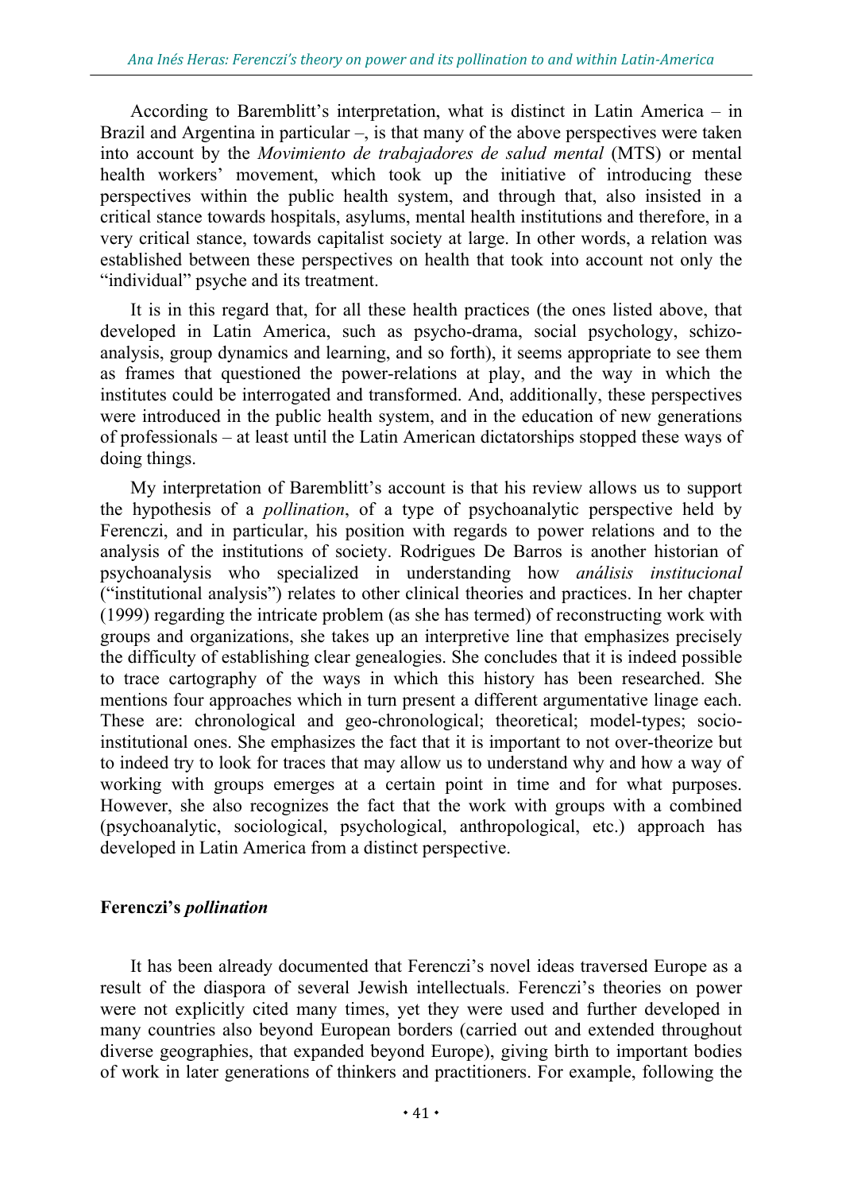According to Baremblitt's interpretation, what is distinct in Latin America – in Brazil and Argentina in particular –, is that many of the above perspectives were taken into account by the *Movimiento de trabajadores de salud mental* (MTS) or mental health workers' movement, which took up the initiative of introducing these perspectives within the public health system, and through that, also insisted in a critical stance towards hospitals, asylums, mental health institutions and therefore, in a very critical stance, towards capitalist society at large. In other words, a relation was established between these perspectives on health that took into account not only the "individual" psyche and its treatment.

It is in this regard that, for all these health practices (the ones listed above, that developed in Latin America, such as psycho-drama, social psychology, schizo-analysis, group dynamics and learning, and so forth), it seems appropriate to see them as frames that questioned the power-relations at play, and the way in which the institutes could be interrogated and transformed. And, additionally, these perspectives were introduced in the public health system, and in the education of new generations of professionals – at least until the Latin American dictatorships stopped these ways of doing things.

My interpretation of Baremblitt's account is that his review allows us to support the hypothesis of a *pollination*, of a type of psychoanalytic perspective held by Ferenczi, and in particular, his position with regards to power relations and to the analysis of the institutions of society. Rodrigues De Barros is another historian of psychoanalysis who specialized in understanding how *análisis institucional* ("institutional analysis") relates to other clinical theories and practices. In her chapter (1999) regarding the intricate problem (as she has termed) of reconstructing work with groups and organizations, she takes up an interpretive line that emphasizes precisely the difficulty of establishing clear genealogies. She concludes that it is indeed possible to trace cartography of the ways in which this history has been researched. She mentions four approaches which in turn present a different argumentative linage each. These are: chronological and geo-chronological; theoretical; model-types; socio-institutional ones. She emphasizes the fact that it is important to not over-theorize but to indeed try to look for traces that may allow us to understand why and how a way of working with groups emerges at a certain point in time and for what purposes. However, she also recognizes the fact that the work with groups with a combined (psychoanalytic, sociological, psychological, anthropological, etc.) approach has developed in Latin America from a distinct perspective.

## Ferenczi's *pollination*

It has been already documented that Ferenczi's novel ideas traversed Europe as a result of the diaspora of several Jewish intellectuals. Ferenczi's theories on power were not explicitly cited many times, yet they were used and further developed in many countries also beyond European borders (carried out and extended throughout diverse geographies, that expanded beyond Europe), giving birth to important bodies of work in later generations of thinkers and practitioners. For example, following the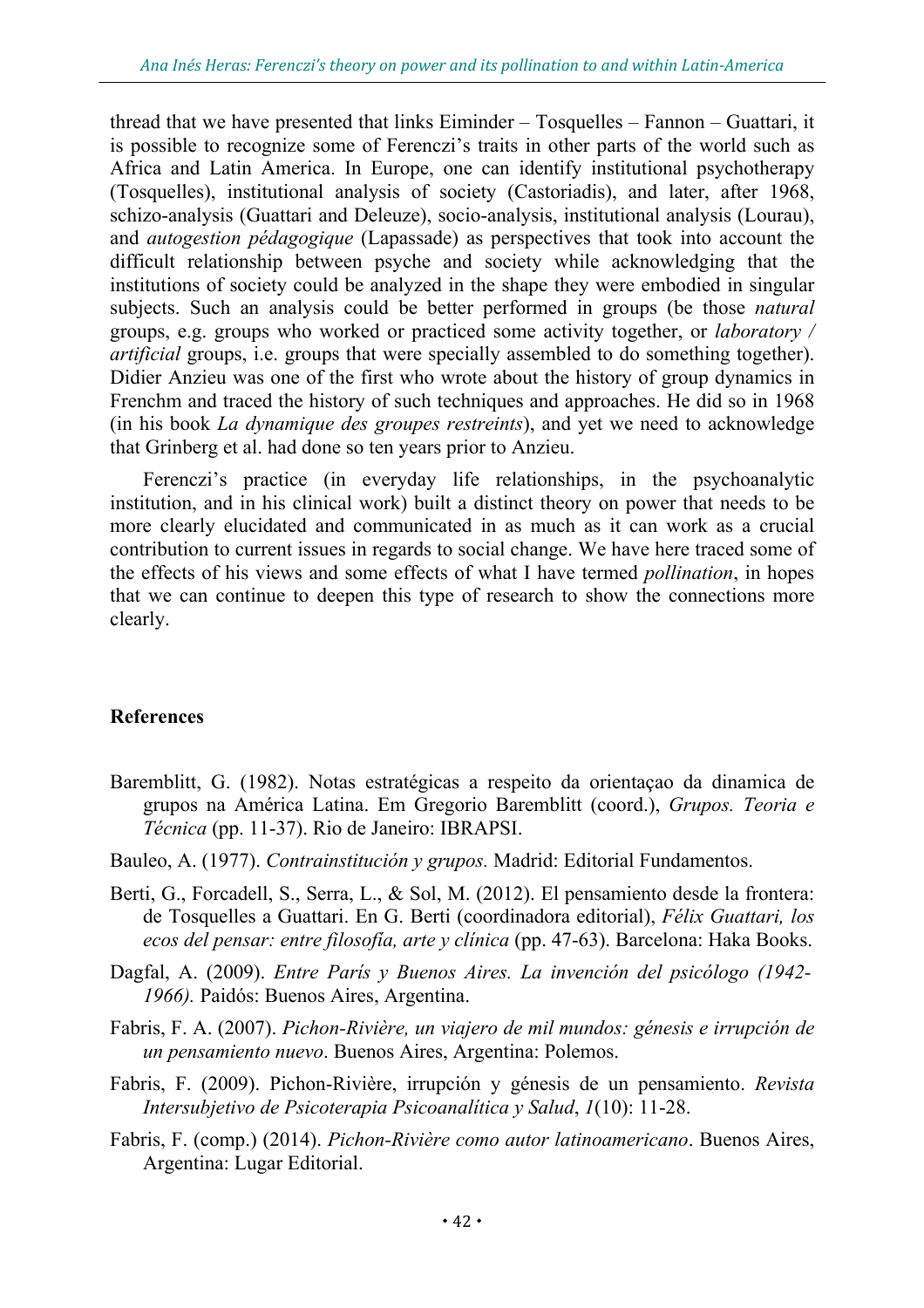thread that we have presented that links Eiminder – Tosquelles – Fannon – Guattari, it is possible to recognize some of Ferenczi's traits in other parts of the world such as Africa and Latin America. In Europe, one can identify institutional psychotherapy (Tosquelles), institutional analysis of society (Castoriadis), and later, after 1968, schizo-analysis (Guattari and Deleuze), socio-analysis, institutional analysis (Lourau), and *autogestion pédagogique* (Lapassade) as perspectives that took into account the difficult relationship between psyche and society while acknowledging that the institutions of society could be analyzed in the shape they were embodied in singular subjects. Such an analysis could be better performed in groups (be those *natural* groups, e.g. groups who worked or practiced some activity together, or *laboratory / artificial* groups, i.e. groups that were specially assembled to do something together). Didier Anzieu was one of the first who wrote about the history of group dynamics in Frenchm and traced the history of such techniques and approaches. He did so in 1968 (in his book *La dynamique des groupes restreints*), and yet we need to acknowledge that Grinberg et al. had done so ten years prior to Anzieu.

Ferenczi's practice (in everyday life relationships, in the psychoanalytic institution, and in his clinical work) built a distinct theory on power that needs to be more clearly elucidated and communicated in as much as it can work as a crucial contribution to current issues in regards to social change. We have here traced some of the effects of his views and some effects of what I have termed *pollination*, in hopes that we can continue to deepen this type of research to show the connections more clearly.

## References

Baremblitt, G. (1982). Notas estratégicas a respeito da orientaçao da dinamica de grupos na América Latina. Em Gregorio Baremblitt (coord.), *Grupos. Teoria e Técnica* (pp. 11-37). Rio de Janeiro: IBRAPSI.

Bauleo, A. (1977). *Contrainstitución y grupos.* Madrid: Editorial Fundamentos.

Berti, G., Forcadell, S., Serra, L., & Sol, M. (2012). El pensamiento desde la frontera: de Tosquelles a Guattari. En G. Berti (coordinadora editorial), *Félix Guattari, los ecos del pensar: entre filosofía, arte y clínica* (pp. 47-63). Barcelona: Haka Books.

Dagfal, A. (2009). *Entre París y Buenos Aires. La invención del psicólogo (1942-1966).* Paidós: Buenos Aires, Argentina.

Fabris, F. A. (2007). *Pichon-Rivière, un viajero de mil mundos: génesis e irrupción de un pensamiento nuevo*. Buenos Aires, Argentina: Polemos.

Fabris, F. (2009). Pichon-Rivière, irrupción y génesis de un pensamiento. *Revista Intersubjetivo de Psicoterapia Psicoanalítica y Salud*, *1*(10): 11-28.

Fabris, F. (comp.) (2014). *Pichon-Rivière como autor latinoamericano*. Buenos Aires, Argentina: Lugar Editorial.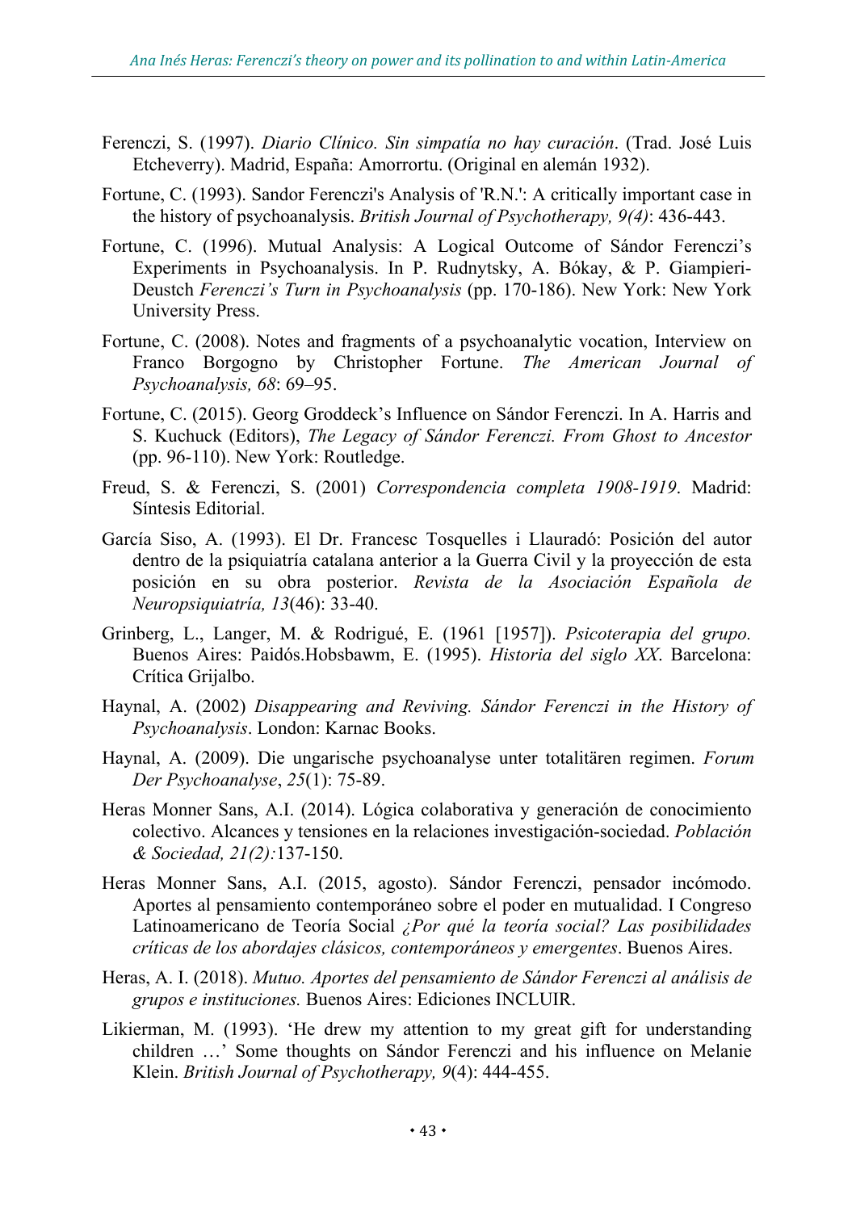Ferenczi, S. (1997). *Diario Clínico. Sin simpatía no hay curación*. (Trad. José Luis Etcheverry). Madrid, España: Amorrortu. (Original en alemán 1932).

Fortune, C. (1993). Sandor Ferenczi's Analysis of 'R.N.': A critically important case in the history of psychoanalysis. *British Journal of Psychotherapy, 9(4)*: 436-443.

Fortune, C. (1996). Mutual Analysis: A Logical Outcome of Sándor Ferenczi's Experiments in Psychoanalysis. In P. Rudnytsky, A. Bókay, & P. Giampieri-Deustch *Ferenczi's Turn in Psychoanalysis* (pp. 170-186). New York: New York University Press.

Fortune, C. (2008). Notes and fragments of a psychoanalytic vocation, Interview on Franco Borgogno by Christopher Fortune. *The American Journal of Psychoanalysis, 68*: 69–95.

Fortune, C. (2015). Georg Groddeck's Influence on Sándor Ferenczi. In A. Harris and S. Kuchuck (Editors), *The Legacy of Sándor Ferenczi. From Ghost to Ancestor* (pp. 96-110). New York: Routledge.

Freud, S. & Ferenczi, S. (2001) *Correspondencia completa 1908-1919*. Madrid: Síntesis Editorial.

García Siso, A. (1993). El Dr. Francesc Tosquelles i Llauradó: Posición del autor dentro de la psiquiatría catalana anterior a la Guerra Civil y la proyección de esta posición en su obra posterior. *Revista de la Asociación Española de Neuropsiquiatría, 13*(46): 33-40.

Grinberg, L., Langer, M. & Rodrigué, E. (1961 [1957]). *Psicoterapia del grupo.* Buenos Aires: Paidós.Hobsbawm, E. (1995). *Historia del siglo XX*. Barcelona: Crítica Grijalbo.

Haynal, A. (2002) *Disappearing and Reviving. Sándor Ferenczi in the History of Psychoanalysis*. London: Karnac Books.

Haynal, A. (2009). Die ungarische psychoanalyse unter totalitären regimen. *Forum Der Psychoanalyse*, *25*(1): 75-89.

Heras Monner Sans, A.I. (2014). Lógica colaborativa y generación de conocimiento colectivo. Alcances y tensiones en la relaciones investigación-sociedad. *Población & Sociedad, 21(2):*137-150.

Heras Monner Sans, A.I. (2015, agosto). Sándor Ferenczi, pensador incómodo. Aportes al pensamiento contemporáneo sobre el poder en mutualidad. I Congreso Latinoamericano de Teoría Social *¿Por qué la teoría social? Las posibilidades críticas de los abordajes clásicos, contemporáneos y emergentes*. Buenos Aires.

Heras, A. I. (2018). *Mutuo. Aportes del pensamiento de Sándor Ferenczi al análisis de grupos e instituciones.* Buenos Aires: Ediciones INCLUIR.

Likierman, M. (1993). 'He drew my attention to my great gift for understanding children …' Some thoughts on Sándor Ferenczi and his influence on Melanie Klein. *British Journal of Psychotherapy, 9*(4): 444-455.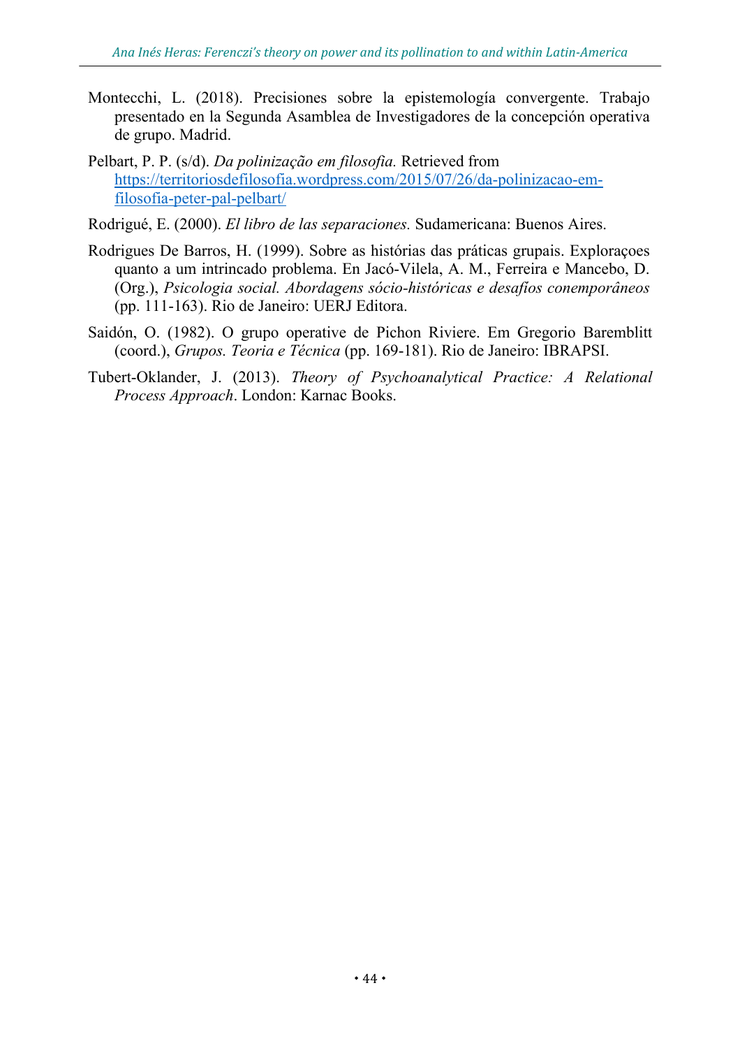Montecchi, L. (2018). Precisiones sobre la epistemología convergente. Trabajo presentado en la Segunda Asamblea de Investigadores de la concepción operativa de grupo. Madrid.

Pelbart, P. P. (s/d). *Da polinização em filosofia.* Retrieved from https://territoriosdefilosofia.wordpress.com/2015/07/26/da-polinizacao-em-filosofia-peter-pal-pelbart/

Rodrigué, E. (2000). *El libro de las separaciones.* Sudamericana: Buenos Aires.

Rodrigues De Barros, H. (1999). Sobre as histórias das práticas grupais. Exploraçoes quanto a um intrincado problema. En Jacó-Vilela, A. M., Ferreira e Mancebo, D. (Org.), *Psicologia social. Abordagens sócio-históricas e desafíos conemporâneos* (pp. 111-163). Rio de Janeiro: UERJ Editora.

Saidón, O. (1982). O grupo operative de Pichon Riviere. Em Gregorio Baremblitt (coord.), *Grupos. Teoria e Técnica* (pp. 169-181). Rio de Janeiro: IBRAPSI.

Tubert-Oklander, J. (2013). *Theory of Psychoanalytical Practice: A Relational Process Approach*. London: Karnac Books.